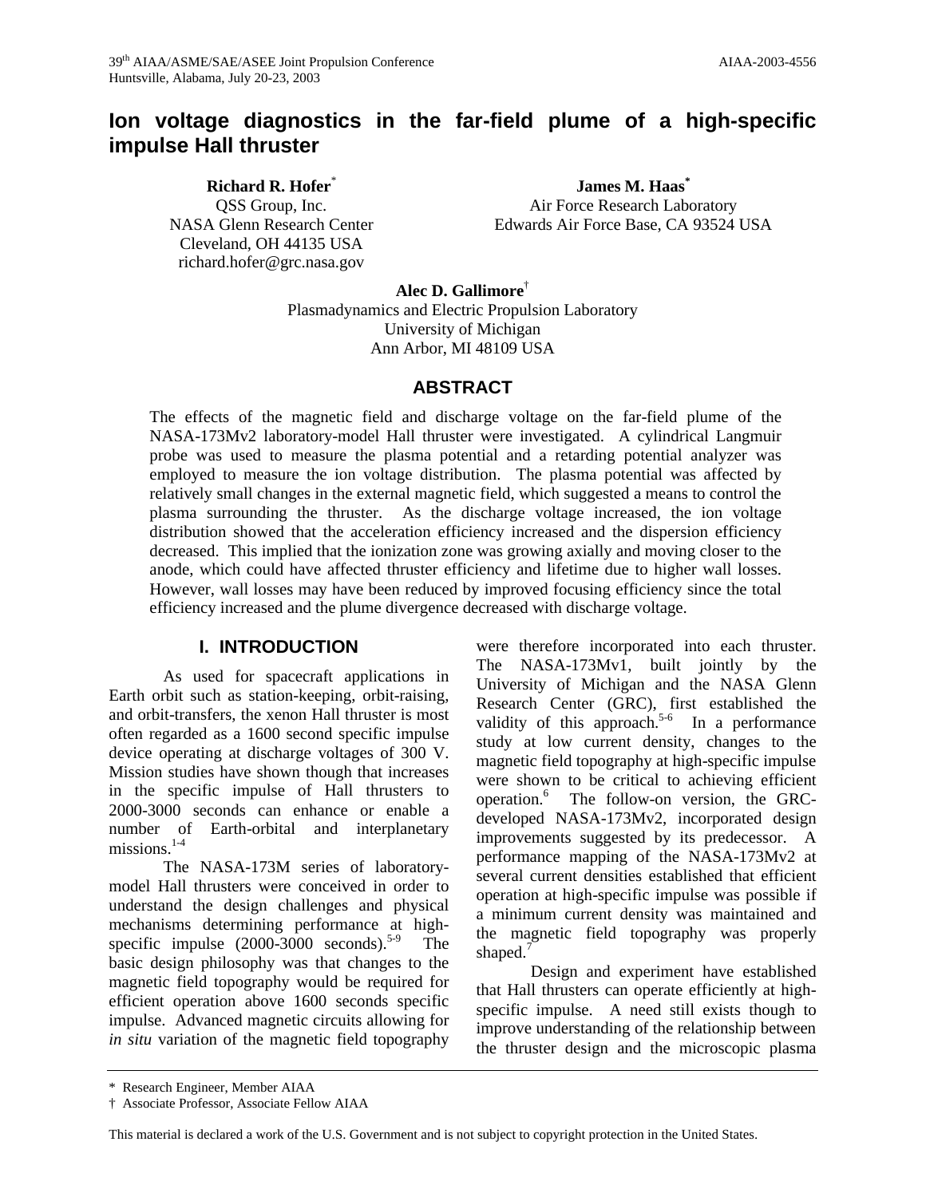39th AIAA/ASME/SAE/ASEE Joint Propulsion Conference
Huntsville, Alabama, July 20-23, 2003

AIAA-2003-4556

# Ion voltage diagnostics in the far-field plume of a high-specific impulse Hall thruster

**Richard R. Hofer***
QSS Group, Inc.
NASA Glenn Research Center
Cleveland, OH 44135 USA
richard.hofer@grc.nasa.gov

**James M. Haas***
Air Force Research Laboratory
Edwards Air Force Base, CA 93524 USA

**Alec D. Gallimore†**
Plasmadynamics and Electric Propulsion Laboratory
University of Michigan
Ann Arbor, MI 48109 USA

## ABSTRACT

The effects of the magnetic field and discharge voltage on the far-field plume of the NASA-173Mv2 laboratory-model Hall thruster were investigated. A cylindrical Langmuir probe was used to measure the plasma potential and a retarding potential analyzer was employed to measure the ion voltage distribution. The plasma potential was affected by relatively small changes in the external magnetic field, which suggested a means to control the plasma surrounding the thruster. As the discharge voltage increased, the ion voltage distribution showed that the acceleration efficiency increased and the dispersion efficiency decreased. This implied that the ionization zone was growing axially and moving closer to the anode, which could have affected thruster efficiency and lifetime due to higher wall losses. However, wall losses may have been reduced by improved focusing efficiency since the total efficiency increased and the plume divergence decreased with discharge voltage.

## I. INTRODUCTION

As used for spacecraft applications in Earth orbit such as station-keeping, orbit-raising, and orbit-transfers, the xenon Hall thruster is most often regarded as a 1600 second specific impulse device operating at discharge voltages of 300 V. Mission studies have shown though that increases in the specific impulse of Hall thrusters to 2000-3000 seconds can enhance or enable a number of Earth-orbital and interplanetary missions.[1-4]

The NASA-173M series of laboratory-model Hall thrusters were conceived in order to understand the design challenges and physical mechanisms determining performance at high-specific impulse (2000-3000 seconds).[5-9] The basic design philosophy was that changes to the magnetic field topography would be required for efficient operation above 1600 seconds specific impulse. Advanced magnetic circuits allowing for *in situ* variation of the magnetic field topography were therefore incorporated into each thruster. The NASA-173Mv1, built jointly by the University of Michigan and the NASA Glenn Research Center (GRC), first established the validity of this approach.[5-6] In a performance study at low current density, changes to the magnetic field topography at high-specific impulse were shown to be critical to achieving efficient operation.[6] The follow-on version, the GRC-developed NASA-173Mv2, incorporated design improvements suggested by its predecessor. A performance mapping of the NASA-173Mv2 at several current densities established that efficient operation at high-specific impulse was possible if a minimum current density was maintained and the magnetic field topography was properly shaped.[7]

Design and experiment have established that Hall thrusters can operate efficiently at high-specific impulse. A need still exists though to improve understanding of the relationship between the thruster design and the microscopic plasma

---

\* Research Engineer, Member AIAA
† Associate Professor, Associate Fellow AIAA

This material is declared a work of the U.S. Government and is not subject to copyright protection in the United States.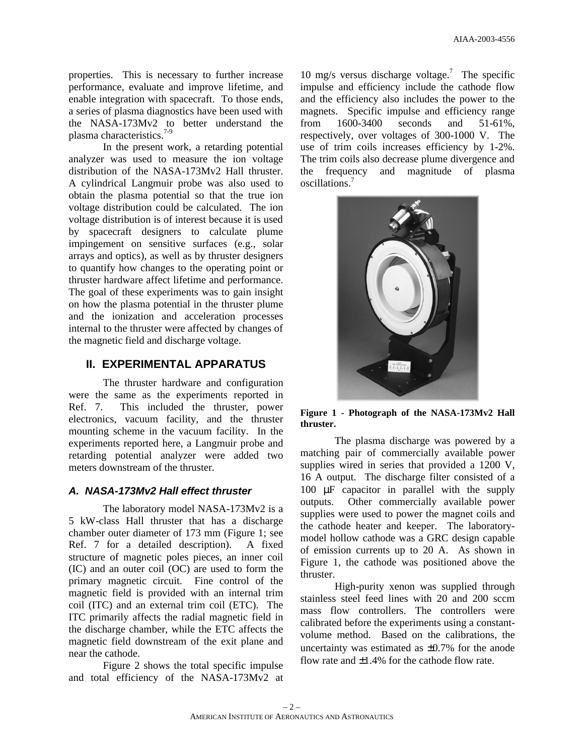properties. This is necessary to further increase performance, evaluate and improve lifetime, and enable integration with spacecraft. To those ends, a series of plasma diagnostics have been used with the NASA-173Mv2 to better understand the plasma characteristics.[7-9]

In the present work, a retarding potential analyzer was used to measure the ion voltage distribution of the NASA-173Mv2 Hall thruster. A cylindrical Langmuir probe was also used to obtain the plasma potential so that the true ion voltage distribution could be calculated. The ion voltage distribution is of interest because it is used by spacecraft designers to calculate plume impingement on sensitive surfaces (e.g., solar arrays and optics), as well as by thruster designers to quantify how changes to the operating point or thruster hardware affect lifetime and performance. The goal of these experiments was to gain insight on how the plasma potential in the thruster plume and the ionization and acceleration processes internal to the thruster were affected by changes of the magnetic field and discharge voltage.

## II. EXPERIMENTAL APPARATUS

The thruster hardware and configuration were the same as the experiments reported in Ref. 7. This included the thruster, power electronics, vacuum facility, and the thruster mounting scheme in the vacuum facility. In the experiments reported here, a Langmuir probe and retarding potential analyzer were added two meters downstream of the thruster.

### *A. NASA-173Mv2 Hall effect thruster*

The laboratory model NASA-173Mv2 is a 5 kW-class Hall thruster that has a discharge chamber outer diameter of 173 mm (Figure 1; see Ref. 7 for a detailed description). A fixed structure of magnetic poles pieces, an inner coil (IC) and an outer coil (OC) are used to form the primary magnetic circuit. Fine control of the magnetic field is provided with an internal trim coil (ITC) and an external trim coil (ETC). The ITC primarily affects the radial magnetic field in the discharge chamber, while the ETC affects the magnetic field downstream of the exit plane and near the cathode.

Figure 2 shows the total specific impulse and total efficiency of the NASA-173Mv2 at 10 mg/s versus discharge voltage.[7] The specific impulse and efficiency include the cathode flow and the efficiency also includes the power to the magnets. Specific impulse and efficiency range from 1600-3400 seconds and 51-61%, respectively, over voltages of 300-1000 V. The use of trim coils increases efficiency by 1-2%. The trim coils also decrease plume divergence and the frequency and magnitude of plasma oscillations.[7]

**Figure 1 - Photograph of the NASA-173Mv2 Hall thruster.**

The plasma discharge was powered by a matching pair of commercially available power supplies wired in series that provided a 1200 V, 16 A output. The discharge filter consisted of a 100 µF capacitor in parallel with the supply outputs. Other commercially available power supplies were used to power the magnet coils and the cathode heater and keeper. The laboratory-model hollow cathode was a GRC design capable of emission currents up to 20 A. As shown in Figure 1, the cathode was positioned above the thruster.

High-purity xenon was supplied through stainless steel feed lines with 20 and 200 sccm mass flow controllers. The controllers were calibrated before the experiments using a constant-volume method. Based on the calibrations, the uncertainty was estimated as ±0.7% for the anode flow rate and ±1.4% for the cathode flow rate.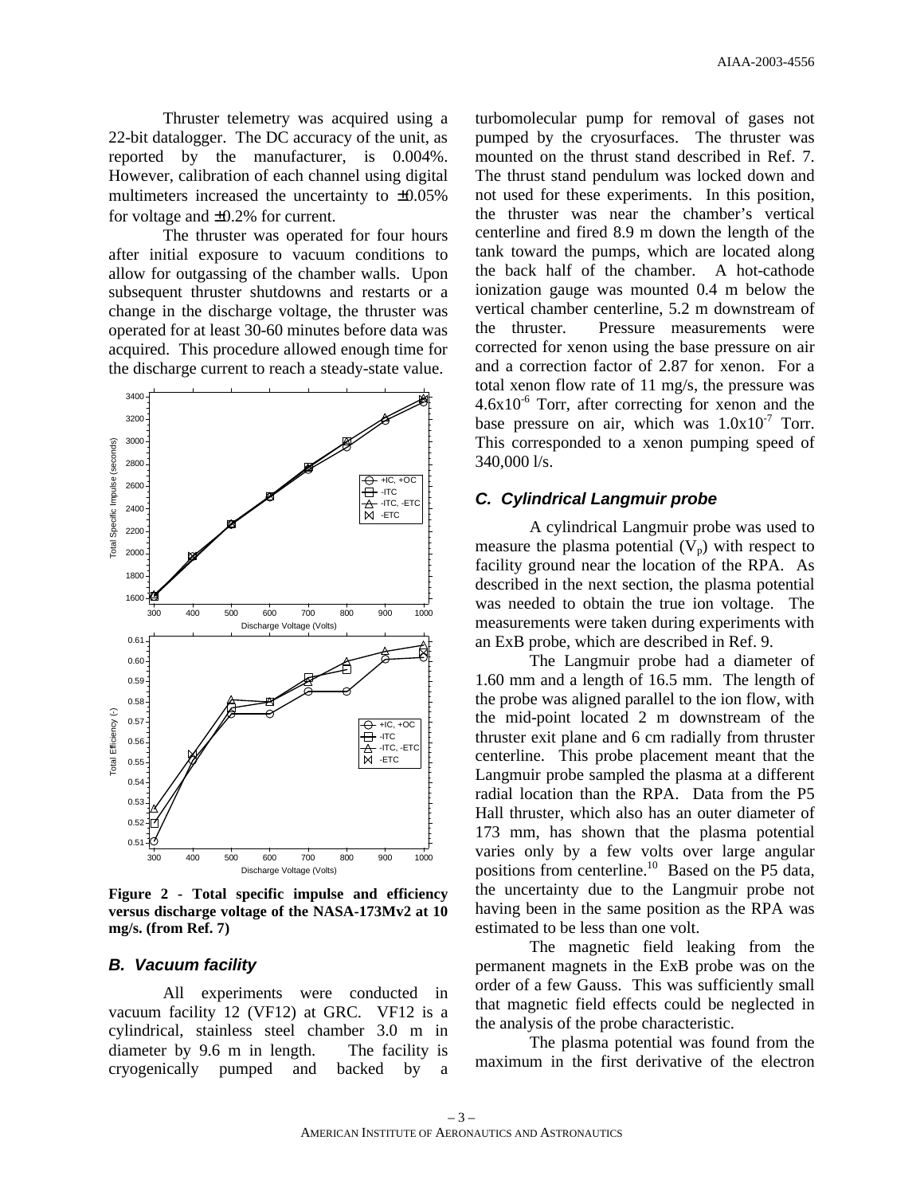Thruster telemetry was acquired using a 22-bit datalogger. The DC accuracy of the unit, as reported by the manufacturer, is 0.004%. However, calibration of each channel using digital multimeters increased the uncertainty to ±0.05% for voltage and ±0.2% for current.

The thruster was operated for four hours after initial exposure to vacuum conditions to allow for outgassing of the chamber walls. Upon subsequent thruster shutdowns and restarts or a change in the discharge voltage, the thruster was operated for at least 30-60 minutes before data was acquired. This procedure allowed enough time for the discharge current to reach a steady-state value.

**Figure 2 - Total specific impulse and efficiency versus discharge voltage of the NASA-173Mv2 at 10 mg/s. (from Ref. 7)**

### *B. Vacuum facility*

All experiments were conducted in vacuum facility 12 (VF12) at GRC. VF12 is a cylindrical, stainless steel chamber 3.0 m in diameter by 9.6 m in length. The facility is cryogenically pumped and backed by a turbomolecular pump for removal of gases not pumped by the cryosurfaces. The thruster was mounted on the thrust stand described in Ref. 7. The thrust stand pendulum was locked down and not used for these experiments. In this position, the thruster was near the chamber's vertical centerline and fired 8.9 m down the length of the tank toward the pumps, which are located along the back half of the chamber. A hot-cathode ionization gauge was mounted 0.4 m below the vertical chamber centerline, 5.2 m downstream of the thruster. Pressure measurements were corrected for xenon using the base pressure on air and a correction factor of 2.87 for xenon. For a total xenon flow rate of 11 mg/s, the pressure was $4.6 \times 10^{-6}$ Torr, after correcting for xenon and the base pressure on air, which was $1.0 \times 10^{-7}$ Torr. This corresponded to a xenon pumping speed of 340,000 l/s.

### *C. Cylindrical Langmuir probe*

A cylindrical Langmuir probe was used to measure the plasma potential ($V_p$) with respect to facility ground near the location of the RPA. As described in the next section, the plasma potential was needed to obtain the true ion voltage. The measurements were taken during experiments with an ExB probe, which are described in Ref. 9.

The Langmuir probe had a diameter of 1.60 mm and a length of 16.5 mm. The length of the probe was aligned parallel to the ion flow, with the mid-point located 2 m downstream of the thruster exit plane and 6 cm radially from thruster centerline. This probe placement meant that the Langmuir probe sampled the plasma at a different radial location than the RPA. Data from the P5 Hall thruster, which also has an outer diameter of 173 mm, has shown that the plasma potential varies only by a few volts over large angular positions from centerline.[10] Based on the P5 data, the uncertainty due to the Langmuir probe not having been in the same position as the RPA was estimated to be less than one volt.

The magnetic field leaking from the permanent magnets in the ExB probe was on the order of a few Gauss. This was sufficiently small that magnetic field effects could be neglected in the analysis of the probe characteristic.

The plasma potential was found from the maximum in the first derivative of the electron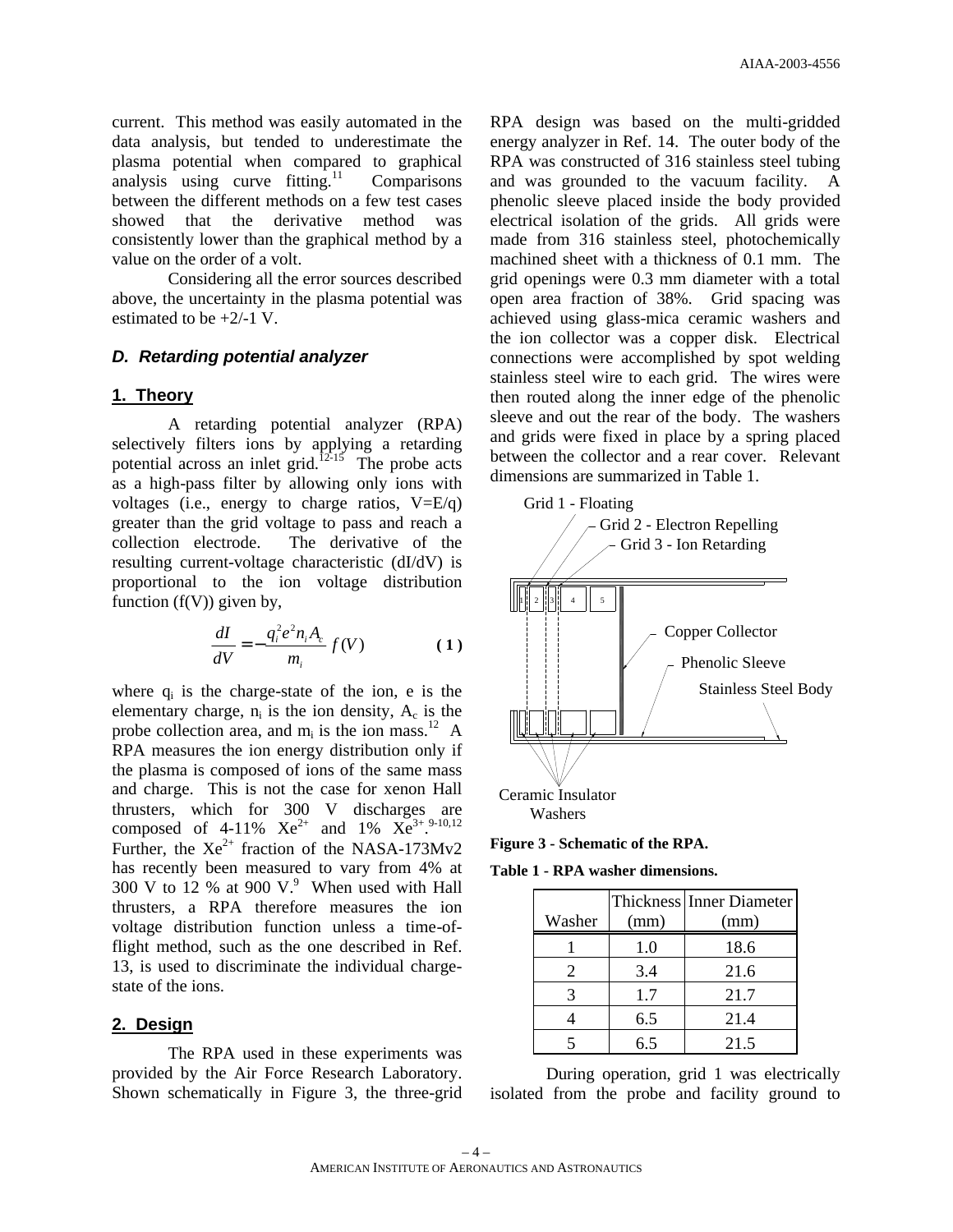current. This method was easily automated in the data analysis, but tended to underestimate the plasma potential when compared to graphical analysis using curve fitting.[11] Comparisons between the different methods on a few test cases showed that the derivative method was consistently lower than the graphical method by a value on the order of a volt.

Considering all the error sources described above, the uncertainty in the plasma potential was estimated to be +2/-1 V.

### *D. Retarding potential analyzer*

#### 1. Theory

A retarding potential analyzer (RPA) selectively filters ions by applying a retarding potential across an inlet grid.[12-15] The probe acts as a high-pass filter by allowing only ions with voltages (i.e., energy to charge ratios, V=E/q) greater than the grid voltage to pass and reach a collection electrode. The derivative of the resulting current-voltage characteristic (dI/dV) is proportional to the ion voltage distribution function (f(V)) given by,

$$\frac{dI}{dV} = -\frac{q_i^2 e^2 n_i A_c}{m_i} f(V) \qquad (1)$$

where $q_i$ is the charge-state of the ion, e is the elementary charge, $n_i$ is the ion density, $A_c$ is the probe collection area, and $m_i$ is the ion mass.[12] A RPA measures the ion energy distribution only if the plasma is composed of ions of the same mass and charge. This is not the case for xenon Hall thrusters, which for 300 V discharges are composed of 4-11% $Xe^{2+}$ and 1% $Xe^{3+}$.[9-10,12] Further, the $Xe^{2+}$ fraction of the NASA-173Mv2 has recently been measured to vary from 4% at 300 V to 12 % at 900 V.[9] When used with Hall thrusters, a RPA therefore measures the ion voltage distribution function unless a time-of-flight method, such as the one described in Ref. 13, is used to discriminate the individual charge-state of the ions.

#### 2. Design

The RPA used in these experiments was provided by the Air Force Research Laboratory. Shown schematically in Figure 3, the three-grid RPA design was based on the multi-gridded energy analyzer in Ref. 14. The outer body of the RPA was constructed of 316 stainless steel tubing and was grounded to the vacuum facility. A phenolic sleeve placed inside the body provided electrical isolation of the grids. All grids were made from 316 stainless steel, photochemically machined sheet with a thickness of 0.1 mm. The grid openings were 0.3 mm diameter with a total open area fraction of 38%. Grid spacing was achieved using glass-mica ceramic washers and the ion collector was a copper disk. Electrical connections were accomplished by spot welding stainless steel wire to each grid. The wires were then routed along the inner edge of the phenolic sleeve and out the rear of the body. The washers and grids were fixed in place by a spring placed between the collector and a rear cover. Relevant dimensions are summarized in Table 1.

Grid 1 - Floating
Grid 2 - Electron Repelling
Grid 3 - Ion Retarding
Copper Collector
Phenolic Sleeve
Stainless Steel Body
Ceramic Insulator Washers

**Figure 3 - Schematic of the RPA.**

**Table 1 - RPA washer dimensions.**

| Washer | Thickness (mm) | Inner Diameter (mm) |
|---|---|---|
| 1 | 1.0 | 18.6 |
| 2 | 3.4 | 21.6 |
| 3 | 1.7 | 21.7 |
| 4 | 6.5 | 21.4 |
| 5 | 6.5 | 21.5 |

During operation, grid 1 was electrically isolated from the probe and facility ground to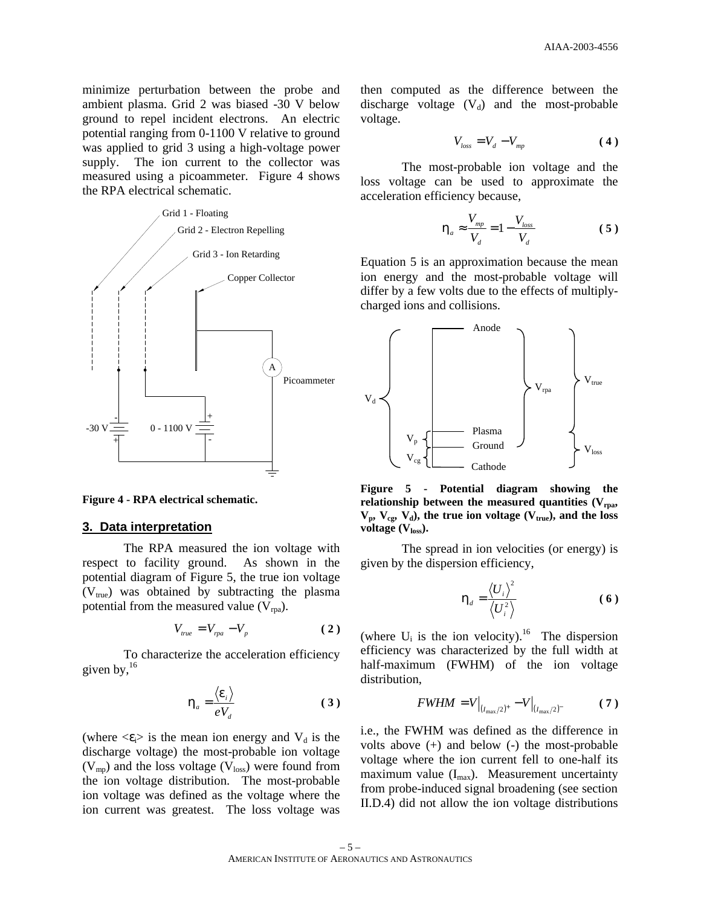minimize perturbation between the probe and ambient plasma. Grid 2 was biased -30 V below ground to repel incident electrons. An electric potential ranging from 0-1100 V relative to ground was applied to grid 3 using a high-voltage power supply. The ion current to the collector was measured using a picoammeter. Figure 4 shows the RPA electrical schematic.

**Figure 4 - RPA electrical schematic.**

## 3. Data interpretation

The RPA measured the ion voltage with respect to facility ground. As shown in the potential diagram of Figure 5, the true ion voltage ($V_{true}$) was obtained by subtracting the plasma potential from the measured value ($V_{rpa}$).

$$V_{true} = V_{rpa} - V_p \tag{2}$$

To characterize the acceleration efficiency given by,[16]

$$\eta_a = \frac{\langle \varepsilon_i \rangle}{eV_d} \tag{3}$$

(where $<\varepsilon_i>$ is the mean ion energy and $V_d$ is the discharge voltage) the most-probable ion voltage ($V_{mp}$) and the loss voltage ($V_{loss}$) were found from the ion voltage distribution. The most-probable ion voltage was defined as the voltage where the ion current was greatest. The loss voltage was then computed as the difference between the discharge voltage ($V_d$) and the most-probable voltage.

$$V_{loss} = V_d - V_{mp} \tag{4}$$

The most-probable ion voltage and the loss voltage can be used to approximate the acceleration efficiency because,

$$\eta_a \approx \frac{V_{mp}}{V_d} = 1 - \frac{V_{loss}}{V_d} \tag{5}$$

Equation 5 is an approximation because the mean ion energy and the most-probable voltage will differ by a few volts due to the effects of multiply-charged ions and collisions.

**Figure 5 - Potential diagram showing the relationship between the measured quantities ($V_{rpa}$, $V_p$, $V_{cg}$, $V_d$), the true ion voltage ($V_{true}$), and the loss voltage ($V_{loss}$).**

The spread in ion velocities (or energy) is given by the dispersion efficiency,

$$\eta_d = \frac{\langle U_i \rangle^2}{\langle U_i^2 \rangle} \tag{6}$$

(where $U_i$ is the ion velocity).[16] The dispersion efficiency was characterized by the full width at half-maximum (FWHM) of the ion voltage distribution,

$$FWHM = V\big|_{(I_{max}/2)^+} - V\big|_{(I_{max}/2)^-} \tag{7}$$

i.e., the FWHM was defined as the difference in volts above (+) and below (-) the most-probable voltage where the ion current fell to one-half its maximum value ($I_{max}$). Measurement uncertainty from probe-induced signal broadening (see section II.D.4) did not allow the ion voltage distributions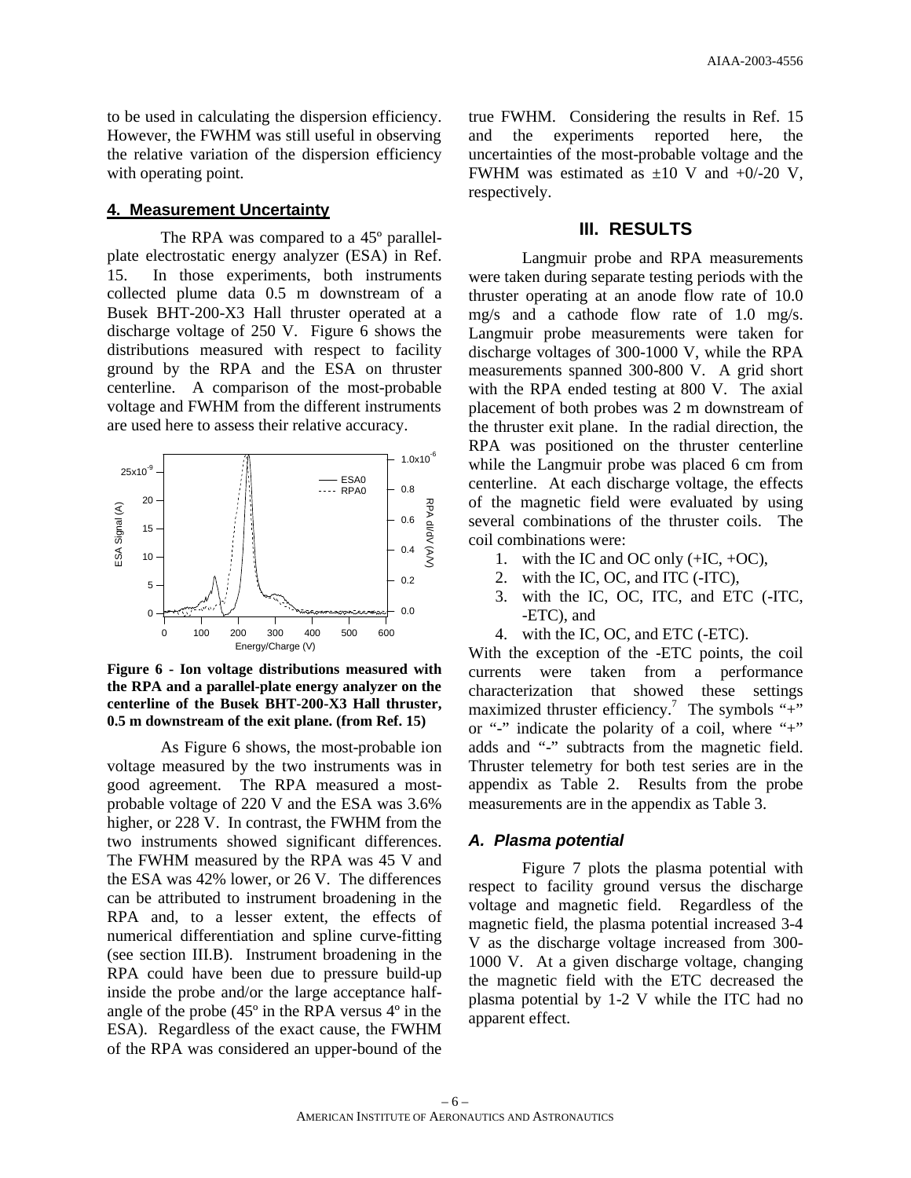to be used in calculating the dispersion efficiency. However, the FWHM was still useful in observing the relative variation of the dispersion efficiency with operating point.

### 4. Measurement Uncertainty

The RPA was compared to a 45º parallel-plate electrostatic energy analyzer (ESA) in Ref. 15. In those experiments, both instruments collected plume data 0.5 m downstream of a Busek BHT-200-X3 Hall thruster operated at a discharge voltage of 250 V. Figure 6 shows the distributions measured with respect to facility ground by the RPA and the ESA on thruster centerline. A comparison of the most-probable voltage and FWHM from the different instruments are used here to assess their relative accuracy.

**Figure 6 - Ion voltage distributions measured with the RPA and a parallel-plate energy analyzer on the centerline of the Busek BHT-200-X3 Hall thruster, 0.5 m downstream of the exit plane. (from Ref. 15)**

As Figure 6 shows, the most-probable ion voltage measured by the two instruments was in good agreement. The RPA measured a most-probable voltage of 220 V and the ESA was 3.6% higher, or 228 V. In contrast, the FWHM from the two instruments showed significant differences. The FWHM measured by the RPA was 45 V and the ESA was 42% lower, or 26 V. The differences can be attributed to instrument broadening in the RPA and, to a lesser extent, the effects of numerical differentiation and spline curve-fitting (see section III.B). Instrument broadening in the RPA could have been due to pressure build-up inside the probe and/or the large acceptance half-angle of the probe (45º in the RPA versus 4º in the ESA). Regardless of the exact cause, the FWHM of the RPA was considered an upper-bound of the true FWHM. Considering the results in Ref. 15 and the experiments reported here, the uncertainties of the most-probable voltage and the FWHM was estimated as ±10 V and +0/-20 V, respectively.

## III. RESULTS

Langmuir probe and RPA measurements were taken during separate testing periods with the thruster operating at an anode flow rate of 10.0 mg/s and a cathode flow rate of 1.0 mg/s. Langmuir probe measurements were taken for discharge voltages of 300-1000 V, while the RPA measurements spanned 300-800 V. A grid short with the RPA ended testing at 800 V. The axial placement of both probes was 2 m downstream of the thruster exit plane. In the radial direction, the RPA was positioned on the thruster centerline while the Langmuir probe was placed 6 cm from centerline. At each discharge voltage, the effects of the magnetic field were evaluated by using several combinations of the thruster coils. The coil combinations were:

1. with the IC and OC only (+IC, +OC),
2. with the IC, OC, and ITC (-ITC),
3. with the IC, OC, ITC, and ETC (-ITC, -ETC), and
4. with the IC, OC, and ETC (-ETC).

With the exception of the -ETC points, the coil currents were taken from a performance characterization that showed these settings maximized thruster efficiency.[7] The symbols "+" or "-" indicate the polarity of a coil, where "+" adds and "-" subtracts from the magnetic field. Thruster telemetry for both test series are in the appendix as Table 2. Results from the probe measurements are in the appendix as Table 3.

### A. Plasma potential

Figure 7 plots the plasma potential with respect to facility ground versus the discharge voltage and magnetic field. Regardless of the magnetic field, the plasma potential increased 3-4 V as the discharge voltage increased from 300-1000 V. At a given discharge voltage, changing the magnetic field with the ETC decreased the plasma potential by 1-2 V while the ITC had no apparent effect.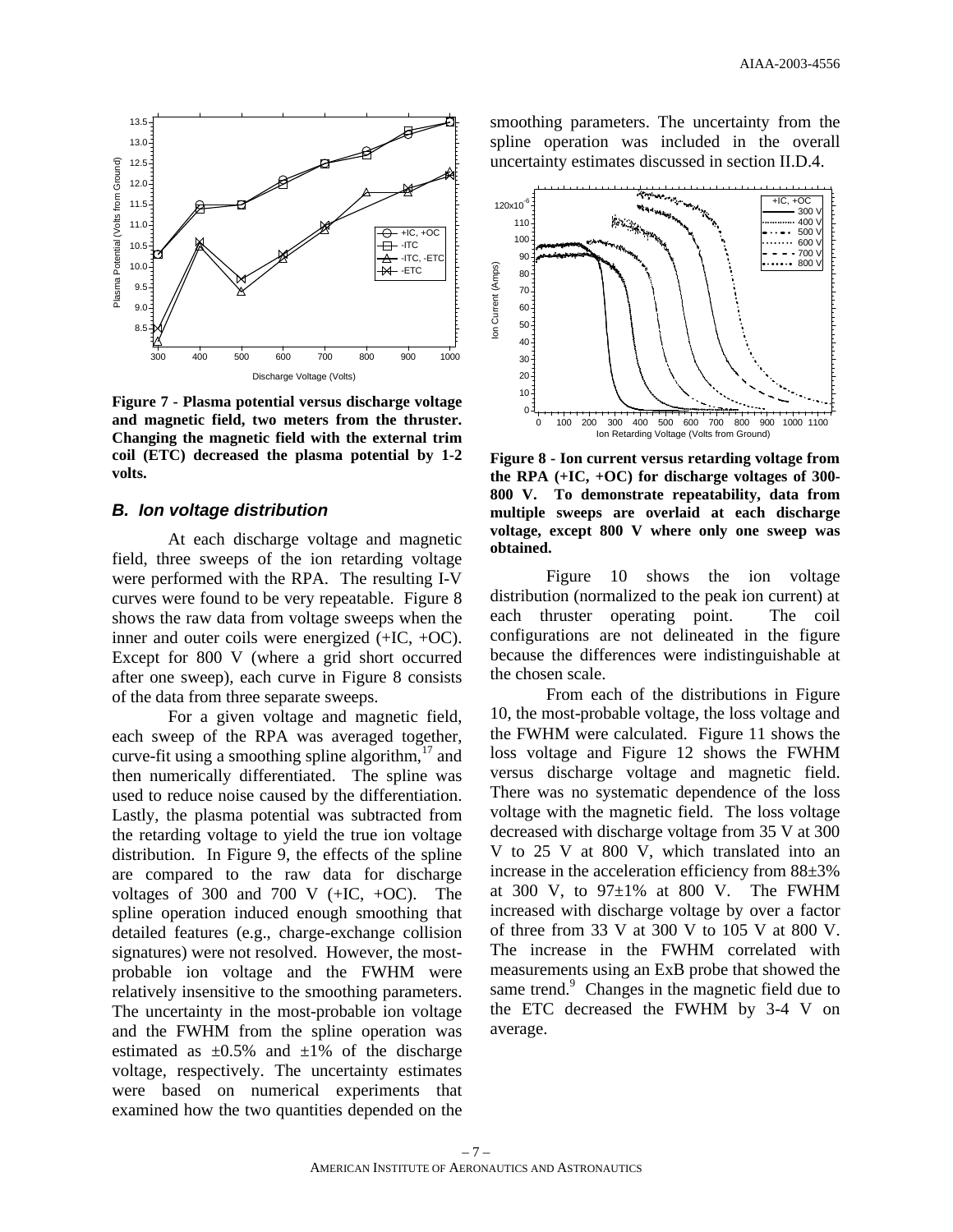Figure 7 - Plasma potential versus discharge voltage and magnetic field, two meters from the thruster. Changing the magnetic field with the external trim coil (ETC) decreased the plasma potential by 1-2 volts.

### *B. Ion voltage distribution*

At each discharge voltage and magnetic field, three sweeps of the ion retarding voltage were performed with the RPA. The resulting I-V curves were found to be very repeatable. Figure 8 shows the raw data from voltage sweeps when the inner and outer coils were energized (+IC, +OC). Except for 800 V (where a grid short occurred after one sweep), each curve in Figure 8 consists of the data from three separate sweeps.

For a given voltage and magnetic field, each sweep of the RPA was averaged together, curve-fit using a smoothing spline algorithm,[17] and then numerically differentiated. The spline was used to reduce noise caused by the differentiation. Lastly, the plasma potential was subtracted from the retarding voltage to yield the true ion voltage distribution. In Figure 9, the effects of the spline are compared to the raw data for discharge voltages of 300 and 700 V (+IC, +OC). The spline operation induced enough smoothing that detailed features (e.g., charge-exchange collision signatures) were not resolved. However, the most-probable ion voltage and the FWHM were relatively insensitive to the smoothing parameters. The uncertainty in the most-probable ion voltage and the FWHM from the spline operation was estimated as ±0.5% and ±1% of the discharge voltage, respectively. The uncertainty estimates were based on numerical experiments that examined how the two quantities depended on the smoothing parameters. The uncertainty from the spline operation was included in the overall uncertainty estimates discussed in section II.D.4.

Figure 8 - Ion current versus retarding voltage from the RPA (+IC, +OC) for discharge voltages of 300-800 V. To demonstrate repeatability, data from multiple sweeps are overlaid at each discharge voltage, except 800 V where only one sweep was obtained.

Figure 10 shows the ion voltage distribution (normalized to the peak ion current) at each thruster operating point. The coil configurations are not delineated in the figure because the differences were indistinguishable at the chosen scale.

From each of the distributions in Figure 10, the most-probable voltage, the loss voltage and the FWHM were calculated. Figure 11 shows the loss voltage and Figure 12 shows the FWHM versus discharge voltage and magnetic field. There was no systematic dependence of the loss voltage with the magnetic field. The loss voltage decreased with discharge voltage from 35 V at 300 V to 25 V at 800 V, which translated into an increase in the acceleration efficiency from 88±3% at 300 V, to 97±1% at 800 V. The FWHM increased with discharge voltage by over a factor of three from 33 V at 300 V to 105 V at 800 V. The increase in the FWHM correlated with measurements using an ExB probe that showed the same trend.[9] Changes in the magnetic field due to the ETC decreased the FWHM by 3-4 V on average.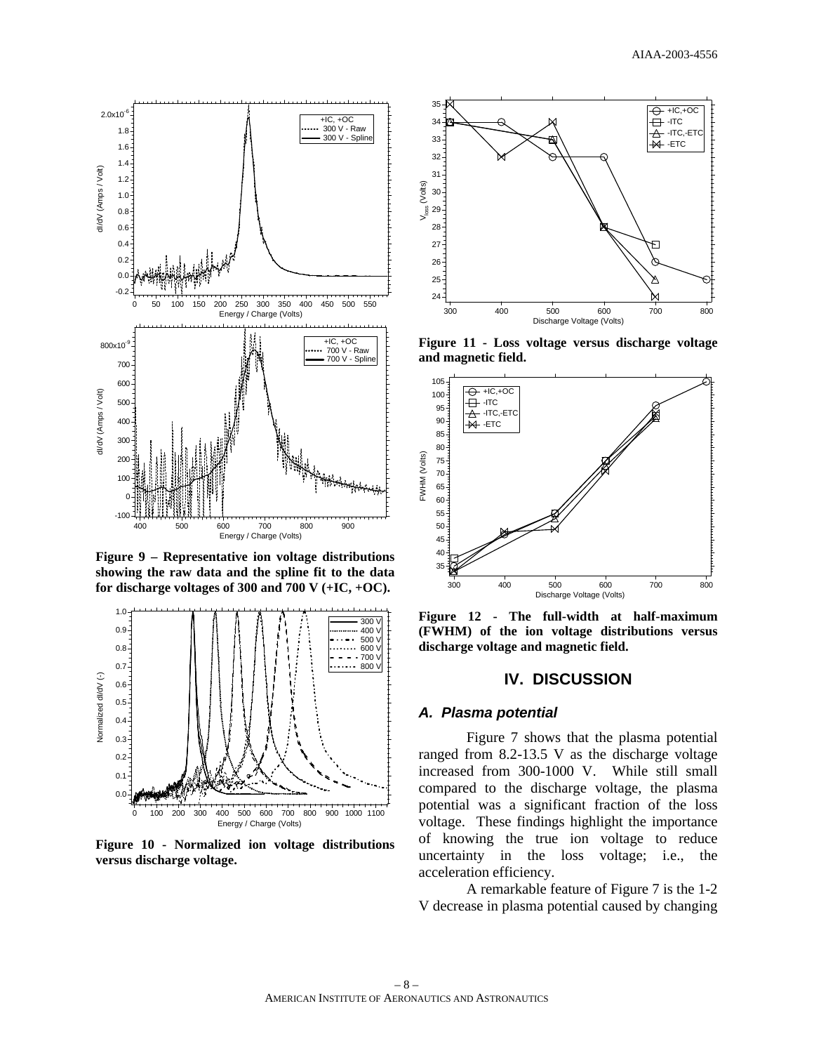Figure 9 – Representative ion voltage distributions showing the raw data and the spline fit to the data for discharge voltages of 300 and 700 V (+IC, +OC).

Figure 10 - Normalized ion voltage distributions versus discharge voltage.

Figure 11 - Loss voltage versus discharge voltage and magnetic field.

Figure 12 - The full-width at half-maximum (FWHM) of the ion voltage distributions versus discharge voltage and magnetic field.

## IV. DISCUSSION

### A. Plasma potential

Figure 7 shows that the plasma potential ranged from 8.2-13.5 V as the discharge voltage increased from 300-1000 V. While still small compared to the discharge voltage, the plasma potential was a significant fraction of the loss voltage. These findings highlight the importance of knowing the true ion voltage to reduce uncertainty in the loss voltage; i.e., the acceleration efficiency.

A remarkable feature of Figure 7 is the 1-2 V decrease in plasma potential caused by changing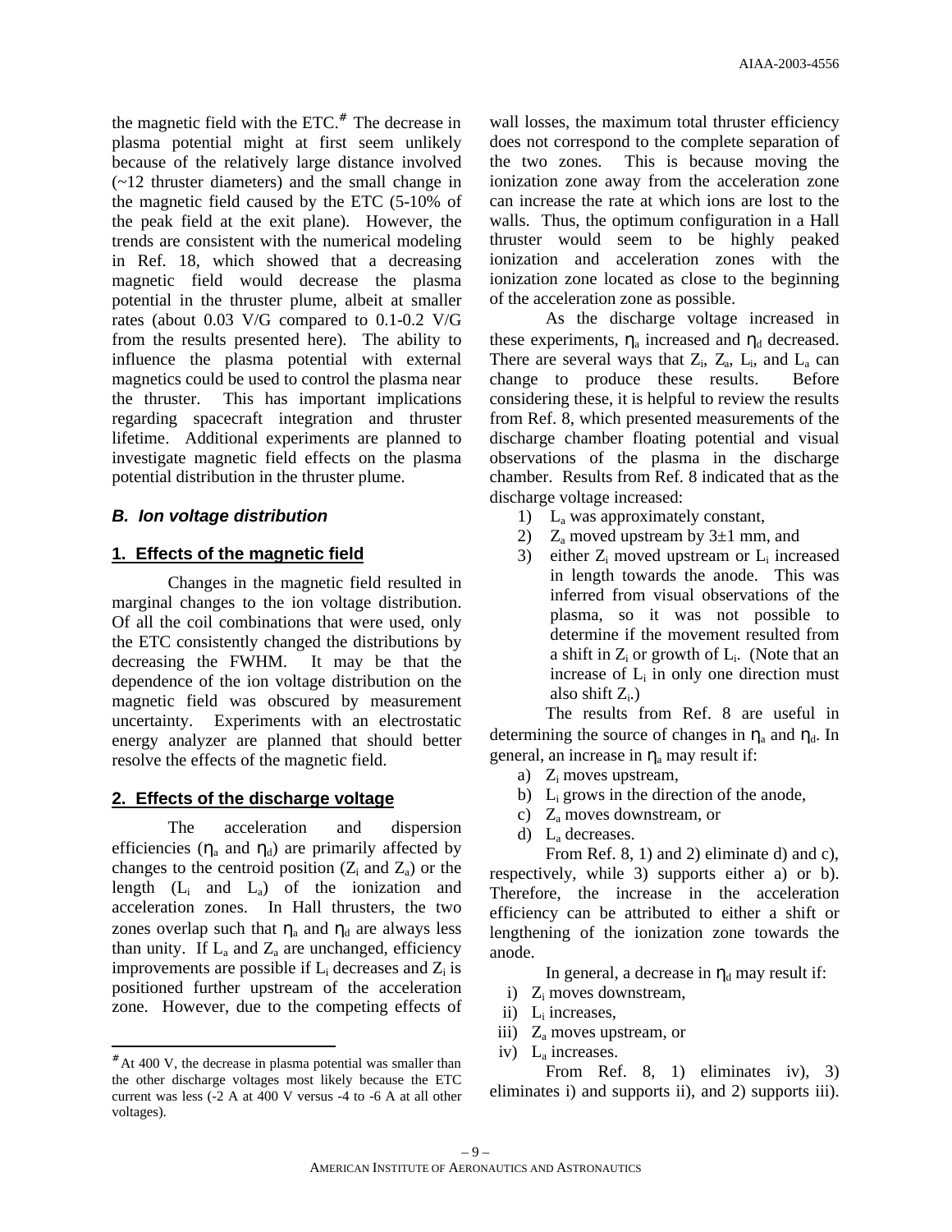the magnetic field with the ETC.[#] The decrease in plasma potential might at first seem unlikely because of the relatively large distance involved (~12 thruster diameters) and the small change in the magnetic field caused by the ETC (5-10% of the peak field at the exit plane). However, the trends are consistent with the numerical modeling in Ref. 18, which showed that a decreasing magnetic field would decrease the plasma potential in the thruster plume, albeit at smaller rates (about 0.03 V/G compared to 0.1-0.2 V/G from the results presented here). The ability to influence the plasma potential with external magnetics could be used to control the plasma near the thruster. This has important implications regarding spacecraft integration and thruster lifetime. Additional experiments are planned to investigate magnetic field effects on the plasma potential distribution in the thruster plume.

### *B. Ion voltage distribution*

#### 1. Effects of the magnetic field

Changes in the magnetic field resulted in marginal changes to the ion voltage distribution. Of all the coil combinations that were used, only the ETC consistently changed the distributions by decreasing the FWHM. It may be that the dependence of the ion voltage distribution on the magnetic field was obscured by measurement uncertainty. Experiments with an electrostatic energy analyzer are planned that should better resolve the effects of the magnetic field.

#### 2. Effects of the discharge voltage

The acceleration and dispersion efficiencies ($\eta_a$ and $\eta_d$) are primarily affected by changes to the centroid position ($Z_i$ and $Z_a$) or the length ($L_i$ and $L_a$) of the ionization and acceleration zones. In Hall thrusters, the two zones overlap such that $\eta_a$ and $\eta_d$ are always less than unity. If $L_a$ and $Z_a$ are unchanged, efficiency improvements are possible if $L_i$ decreases and $Z_i$ is positioned further upstream of the acceleration zone. However, due to the competing effects of wall losses, the maximum total thruster efficiency does not correspond to the complete separation of the two zones. This is because moving the ionization zone away from the acceleration zone can increase the rate at which ions are lost to the walls. Thus, the optimum configuration in a Hall thruster would seem to be highly peaked ionization and acceleration zones with the ionization zone located as close to the beginning of the acceleration zone as possible.

As the discharge voltage increased in these experiments, $\eta_a$ increased and $\eta_d$ decreased. There are several ways that $Z_i$, $Z_a$, $L_i$, and $L_a$ can change to produce these results. Before considering these, it is helpful to review the results from Ref. 8, which presented measurements of the discharge chamber floating potential and visual observations of the plasma in the discharge chamber. Results from Ref. 8 indicated that as the discharge voltage increased:

1) $L_a$ was approximately constant,
2) $Z_a$ moved upstream by 3±1 mm, and
3) either $Z_i$ moved upstream or $L_i$ increased in length towards the anode. This was inferred from visual observations of the plasma, so it was not possible to determine if the movement resulted from a shift in $Z_i$ or growth of $L_i$. (Note that an increase of $L_i$ in only one direction must also shift $Z_i$.)

The results from Ref. 8 are useful in determining the source of changes in $\eta_a$ and $\eta_d$. In general, an increase in $\eta_a$ may result if:

a) $Z_i$ moves upstream,
b) $L_i$ grows in the direction of the anode,
c) $Z_a$ moves downstream, or
d) $L_a$ decreases.

From Ref. 8, 1) and 2) eliminate d) and c), respectively, while 3) supports either a) or b). Therefore, the increase in the acceleration efficiency can be attributed to either a shift or lengthening of the ionization zone towards the anode.

In general, a decrease in $\eta_d$ may result if:

i) $Z_i$ moves downstream,
ii) $L_i$ increases,
iii) $Z_a$ moves upstream, or
iv) $L_a$ increases.

From Ref. 8, 1) eliminates iv), 3) eliminates i) and supports ii), and 2) supports iii).

[#] At 400 V, the decrease in plasma potential was smaller than the other discharge voltages most likely because the ETC current was less (-2 A at 400 V versus -4 to -6 A at all other voltages).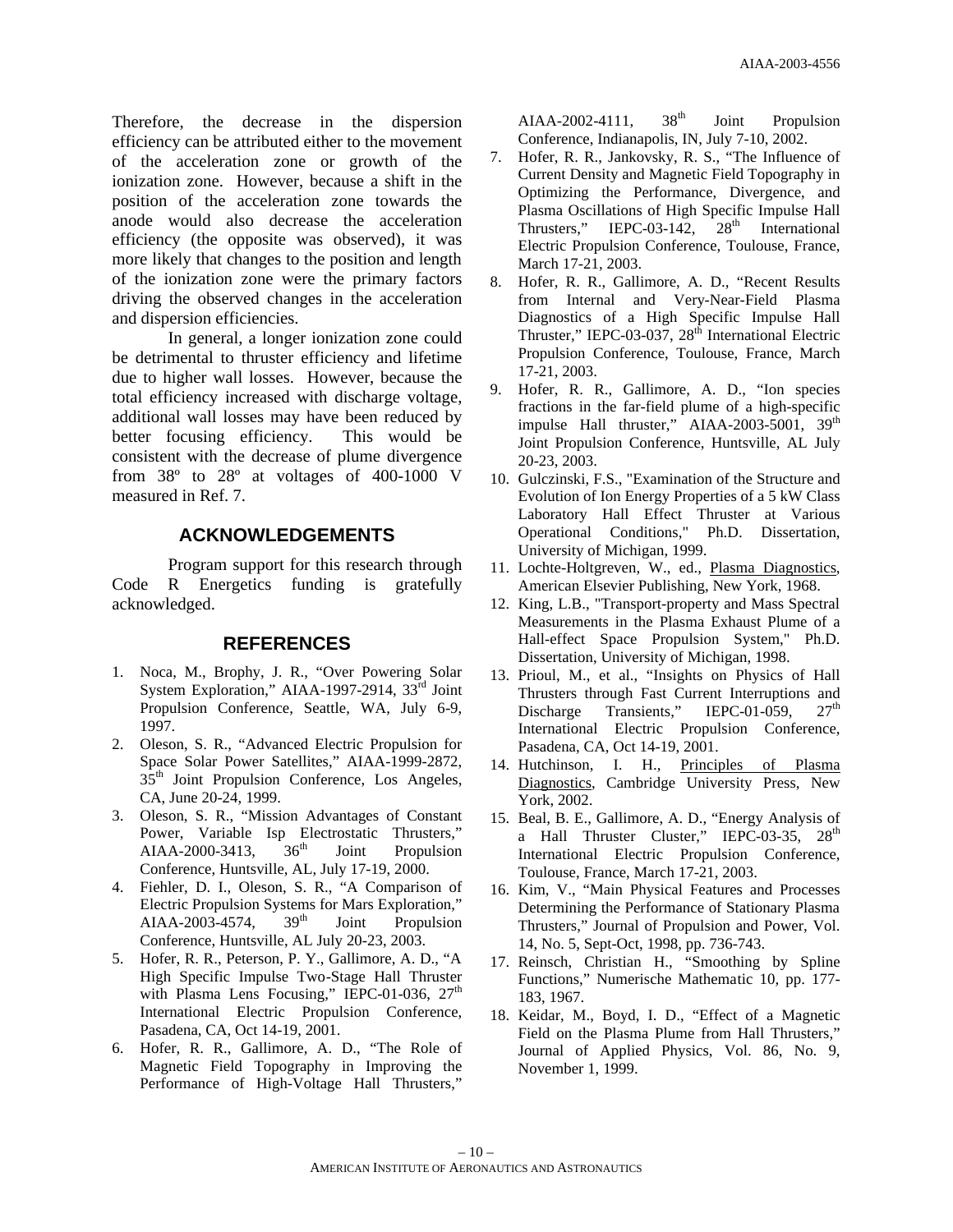Therefore, the decrease in the dispersion efficiency can be attributed either to the movement of the acceleration zone or growth of the ionization zone. However, because a shift in the position of the acceleration zone towards the anode would also decrease the acceleration efficiency (the opposite was observed), it was more likely that changes to the position and length of the ionization zone were the primary factors driving the observed changes in the acceleration and dispersion efficiencies.

In general, a longer ionization zone could be detrimental to thruster efficiency and lifetime due to higher wall losses. However, because the total efficiency increased with discharge voltage, additional wall losses may have been reduced by better focusing efficiency. This would be consistent with the decrease of plume divergence from 38º to 28º at voltages of 400-1000 V measured in Ref. 7.

## ACKNOWLEDGEMENTS

Program support for this research through Code R Energetics funding is gratefully acknowledged.

## REFERENCES

1. Noca, M., Brophy, J. R., "Over Powering Solar System Exploration," AIAA-1997-2914, 33rd Joint Propulsion Conference, Seattle, WA, July 6-9, 1997.
2. Oleson, S. R., "Advanced Electric Propulsion for Space Solar Power Satellites," AIAA-1999-2872, 35th Joint Propulsion Conference, Los Angeles, CA, June 20-24, 1999.
3. Oleson, S. R., "Mission Advantages of Constant Power, Variable Isp Electrostatic Thrusters," AIAA-2000-3413, 36th Joint Propulsion Conference, Huntsville, AL, July 17-19, 2000.
4. Fiehler, D. I., Oleson, S. R., "A Comparison of Electric Propulsion Systems for Mars Exploration," AIAA-2003-4574, 39th Joint Propulsion Conference, Huntsville, AL July 20-23, 2003.
5. Hofer, R. R., Peterson, P. Y., Gallimore, A. D., "A High Specific Impulse Two-Stage Hall Thruster with Plasma Lens Focusing," IEPC-01-036, 27th International Electric Propulsion Conference, Pasadena, CA, Oct 14-19, 2001.
6. Hofer, R. R., Gallimore, A. D., "The Role of Magnetic Field Topography in Improving the Performance of High-Voltage Hall Thrusters," AIAA-2002-4111, 38th Joint Propulsion Conference, Indianapolis, IN, July 7-10, 2002.
7. Hofer, R. R., Jankovsky, R. S., "The Influence of Current Density and Magnetic Field Topography in Optimizing the Performance, Divergence, and Plasma Oscillations of High Specific Impulse Hall Thrusters," IEPC-03-142, 28th International Electric Propulsion Conference, Toulouse, France, March 17-21, 2003.
8. Hofer, R. R., Gallimore, A. D., "Recent Results from Internal and Very-Near-Field Plasma Diagnostics of a High Specific Impulse Hall Thruster," IEPC-03-037, 28th International Electric Propulsion Conference, Toulouse, France, March 17-21, 2003.
9. Hofer, R. R., Gallimore, A. D., "Ion species fractions in the far-field plume of a high-specific impulse Hall thruster," AIAA-2003-5001, 39th Joint Propulsion Conference, Huntsville, AL July 20-23, 2003.
10. Gulczinski, F.S., "Examination of the Structure and Evolution of Ion Energy Properties of a 5 kW Class Laboratory Hall Effect Thruster at Various Operational Conditions," Ph.D. Dissertation, University of Michigan, 1999.
11. Lochte-Holtgreven, W., ed., Plasma Diagnostics, American Elsevier Publishing, New York, 1968.
12. King, L.B., "Transport-property and Mass Spectral Measurements in the Plasma Exhaust Plume of a Hall-effect Space Propulsion System," Ph.D. Dissertation, University of Michigan, 1998.
13. Prioul, M., et al., "Insights on Physics of Hall Thrusters through Fast Current Interruptions and Discharge Transients," IEPC-01-059, 27th International Electric Propulsion Conference, Pasadena, CA, Oct 14-19, 2001.
14. Hutchinson, I. H., Principles of Plasma Diagnostics, Cambridge University Press, New York, 2002.
15. Beal, B. E., Gallimore, A. D., "Energy Analysis of a Hall Thruster Cluster," IEPC-03-35, 28th International Electric Propulsion Conference, Toulouse, France, March 17-21, 2003.
16. Kim, V., "Main Physical Features and Processes Determining the Performance of Stationary Plasma Thrusters," Journal of Propulsion and Power, Vol. 14, No. 5, Sept-Oct, 1998, pp. 736-743.
17. Reinsch, Christian H., "Smoothing by Spline Functions," Numerische Mathematic 10, pp. 177-183, 1967.
18. Keidar, M., Boyd, I. D., "Effect of a Magnetic Field on the Plasma Plume from Hall Thrusters," Journal of Applied Physics, Vol. 86, No. 9, November 1, 1999.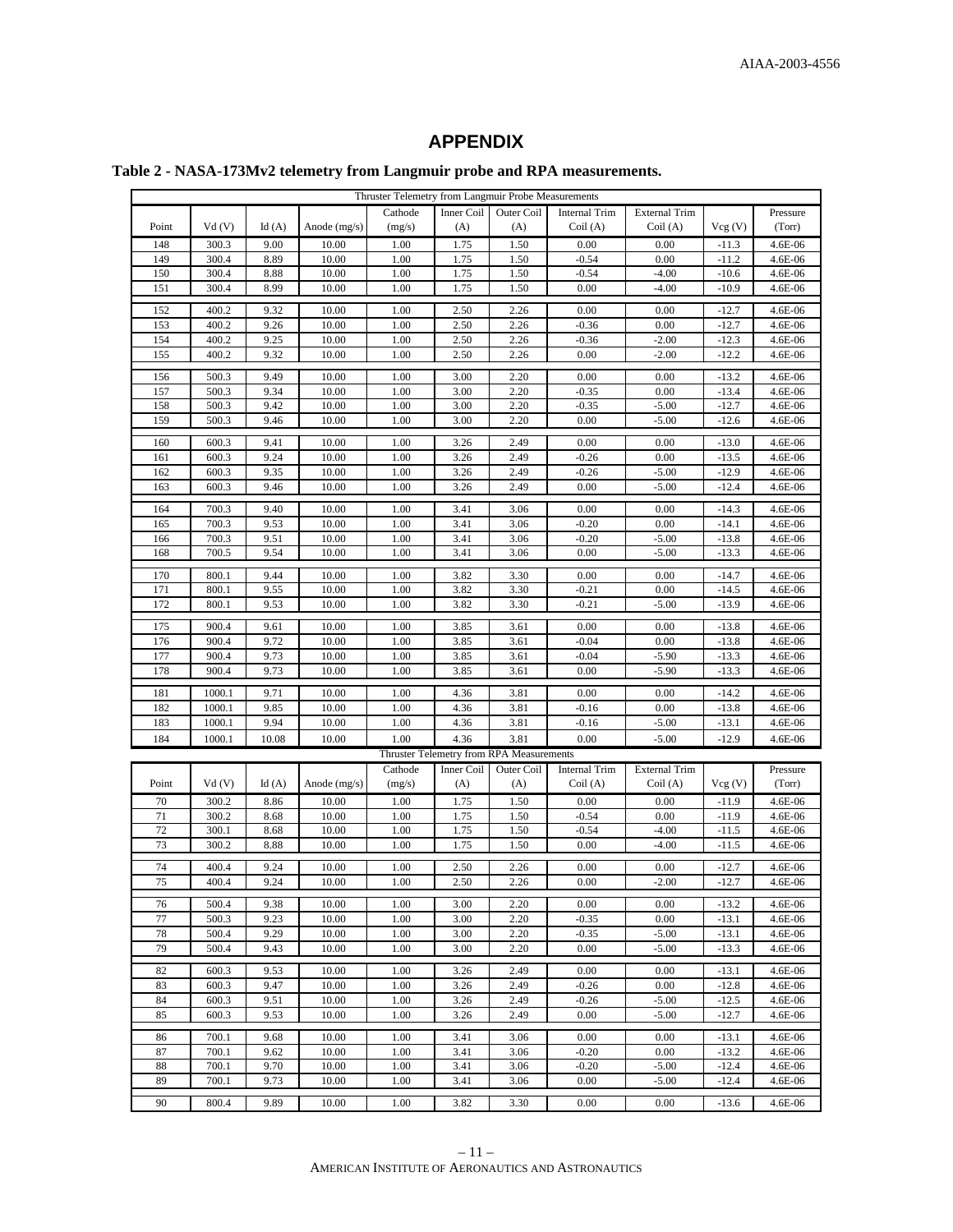# APPENDIX

**Table 2 - NASA-173Mv2 telemetry from Langmuir probe and RPA measurements.**

| Thruster Telemetry from Langmuir Probe Measurements | | | | | | | | | | |
|---|---|---|---|---|---|---|---|---|---|---|
| Point | Vd (V) | Id (A) | Anode (mg/s) | Cathode (mg/s) | Inner Coil (A) | Outer Coil (A) | Internal Trim Coil (A) | External Trim Coil (A) | Vcg (V) | Pressure (Torr) |
| 148 | 300.3 | 9.00 | 10.00 | 1.00 | 1.75 | 1.50 | 0.00 | 0.00 | -11.3 | 4.6E-06 |
| 149 | 300.4 | 8.89 | 10.00 | 1.00 | 1.75 | 1.50 | -0.54 | 0.00 | -11.2 | 4.6E-06 |
| 150 | 300.4 | 8.88 | 10.00 | 1.00 | 1.75 | 1.50 | -0.54 | -4.00 | -10.6 | 4.6E-06 |
| 151 | 300.4 | 8.99 | 10.00 | 1.00 | 1.75 | 1.50 | 0.00 | -4.00 | -10.9 | 4.6E-06 |
| 152 | 400.2 | 9.32 | 10.00 | 1.00 | 2.50 | 2.26 | 0.00 | 0.00 | -12.7 | 4.6E-06 |
| 153 | 400.2 | 9.26 | 10.00 | 1.00 | 2.50 | 2.26 | -0.36 | 0.00 | -12.7 | 4.6E-06 |
| 154 | 400.2 | 9.25 | 10.00 | 1.00 | 2.50 | 2.26 | -0.36 | -2.00 | -12.3 | 4.6E-06 |
| 155 | 400.2 | 9.32 | 10.00 | 1.00 | 2.50 | 2.26 | 0.00 | -2.00 | -12.2 | 4.6E-06 |
| 156 | 500.3 | 9.49 | 10.00 | 1.00 | 3.00 | 2.20 | 0.00 | 0.00 | -13.2 | 4.6E-06 |
| 157 | 500.3 | 9.34 | 10.00 | 1.00 | 3.00 | 2.20 | -0.35 | 0.00 | -13.4 | 4.6E-06 |
| 158 | 500.3 | 9.42 | 10.00 | 1.00 | 3.00 | 2.20 | -0.35 | -5.00 | -12.7 | 4.6E-06 |
| 159 | 500.3 | 9.46 | 10.00 | 1.00 | 3.00 | 2.20 | 0.00 | -5.00 | -12.6 | 4.6E-06 |
| 160 | 600.3 | 9.41 | 10.00 | 1.00 | 3.26 | 2.49 | 0.00 | 0.00 | -13.0 | 4.6E-06 |
| 161 | 600.3 | 9.24 | 10.00 | 1.00 | 3.26 | 2.49 | -0.26 | 0.00 | -13.5 | 4.6E-06 |
| 162 | 600.3 | 9.35 | 10.00 | 1.00 | 3.26 | 2.49 | -0.26 | -5.00 | -12.9 | 4.6E-06 |
| 163 | 600.3 | 9.46 | 10.00 | 1.00 | 3.26 | 2.49 | 0.00 | -5.00 | -12.4 | 4.6E-06 |
| 164 | 700.3 | 9.40 | 10.00 | 1.00 | 3.41 | 3.06 | 0.00 | 0.00 | -14.3 | 4.6E-06 |
| 165 | 700.3 | 9.53 | 10.00 | 1.00 | 3.41 | 3.06 | -0.20 | 0.00 | -14.1 | 4.6E-06 |
| 166 | 700.3 | 9.51 | 10.00 | 1.00 | 3.41 | 3.06 | -0.20 | -5.00 | -13.8 | 4.6E-06 |
| 168 | 700.5 | 9.54 | 10.00 | 1.00 | 3.41 | 3.06 | 0.00 | -5.00 | -13.3 | 4.6E-06 |
| 170 | 800.1 | 9.44 | 10.00 | 1.00 | 3.82 | 3.30 | 0.00 | 0.00 | -14.7 | 4.6E-06 |
| 171 | 800.1 | 9.55 | 10.00 | 1.00 | 3.82 | 3.30 | -0.21 | 0.00 | -14.5 | 4.6E-06 |
| 172 | 800.1 | 9.53 | 10.00 | 1.00 | 3.82 | 3.30 | -0.21 | -5.00 | -13.9 | 4.6E-06 |
| 175 | 900.4 | 9.61 | 10.00 | 1.00 | 3.85 | 3.61 | 0.00 | 0.00 | -13.8 | 4.6E-06 |
| 176 | 900.4 | 9.72 | 10.00 | 1.00 | 3.85 | 3.61 | -0.04 | 0.00 | -13.8 | 4.6E-06 |
| 177 | 900.4 | 9.73 | 10.00 | 1.00 | 3.85 | 3.61 | -0.04 | -5.90 | -13.3 | 4.6E-06 |
| 178 | 900.4 | 9.73 | 10.00 | 1.00 | 3.85 | 3.61 | 0.00 | -5.90 | -13.3 | 4.6E-06 |
| 181 | 1000.1 | 9.71 | 10.00 | 1.00 | 4.36 | 3.81 | 0.00 | 0.00 | -14.2 | 4.6E-06 |
| 182 | 1000.1 | 9.85 | 10.00 | 1.00 | 4.36 | 3.81 | -0.16 | 0.00 | -13.8 | 4.6E-06 |
| 183 | 1000.1 | 9.94 | 10.00 | 1.00 | 4.36 | 3.81 | -0.16 | -5.00 | -13.1 | 4.6E-06 |
| 184 | 1000.1 | 10.08 | 10.00 | 1.00 | 4.36 | 3.81 | 0.00 | -5.00 | -12.9 | 4.6E-06 |

| Thruster Telemetry from RPA Measurements | | | | | | | | | | |
|---|---|---|---|---|---|---|---|---|---|---|
| Point | Vd (V) | Id (A) | Anode (mg/s) | Cathode (mg/s) | Inner Coil (A) | Outer Coil (A) | Internal Trim Coil (A) | External Trim Coil (A) | Vcg (V) | Pressure (Torr) |
| 70 | 300.2 | 8.86 | 10.00 | 1.00 | 1.75 | 1.50 | 0.00 | 0.00 | -11.9 | 4.6E-06 |
| 71 | 300.2 | 8.68 | 10.00 | 1.00 | 1.75 | 1.50 | -0.54 | 0.00 | -11.9 | 4.6E-06 |
| 72 | 300.1 | 8.68 | 10.00 | 1.00 | 1.75 | 1.50 | -0.54 | -4.00 | -11.5 | 4.6E-06 |
| 73 | 300.2 | 8.88 | 10.00 | 1.00 | 1.75 | 1.50 | 0.00 | -4.00 | -11.5 | 4.6E-06 |
| 74 | 400.4 | 9.24 | 10.00 | 1.00 | 2.50 | 2.26 | 0.00 | 0.00 | -12.7 | 4.6E-06 |
| 75 | 400.4 | 9.24 | 10.00 | 1.00 | 2.50 | 2.26 | 0.00 | -2.00 | -12.7 | 4.6E-06 |
| 76 | 500.4 | 9.38 | 10.00 | 1.00 | 3.00 | 2.20 | 0.00 | 0.00 | -13.2 | 4.6E-06 |
| 77 | 500.3 | 9.23 | 10.00 | 1.00 | 3.00 | 2.20 | -0.35 | 0.00 | -13.1 | 4.6E-06 |
| 78 | 500.4 | 9.29 | 10.00 | 1.00 | 3.00 | 2.20 | -0.35 | -5.00 | -13.1 | 4.6E-06 |
| 79 | 500.4 | 9.43 | 10.00 | 1.00 | 3.00 | 2.20 | 0.00 | -5.00 | -13.3 | 4.6E-06 |
| 82 | 600.3 | 9.53 | 10.00 | 1.00 | 3.26 | 2.49 | 0.00 | 0.00 | -13.1 | 4.6E-06 |
| 83 | 600.3 | 9.47 | 10.00 | 1.00 | 3.26 | 2.49 | -0.26 | 0.00 | -12.8 | 4.6E-06 |
| 84 | 600.3 | 9.51 | 10.00 | 1.00 | 3.26 | 2.49 | -0.26 | -5.00 | -12.5 | 4.6E-06 |
| 85 | 600.3 | 9.53 | 10.00 | 1.00 | 3.26 | 2.49 | 0.00 | -5.00 | -12.7 | 4.6E-06 |
| 86 | 700.1 | 9.68 | 10.00 | 1.00 | 3.41 | 3.06 | 0.00 | 0.00 | -13.1 | 4.6E-06 |
| 87 | 700.1 | 9.62 | 10.00 | 1.00 | 3.41 | 3.06 | -0.20 | 0.00 | -13.2 | 4.6E-06 |
| 88 | 700.1 | 9.70 | 10.00 | 1.00 | 3.41 | 3.06 | -0.20 | -5.00 | -12.4 | 4.6E-06 |
| 89 | 700.1 | 9.73 | 10.00 | 1.00 | 3.41 | 3.06 | 0.00 | -5.00 | -12.4 | 4.6E-06 |
| 90 | 800.4 | 9.89 | 10.00 | 1.00 | 3.82 | 3.30 | 0.00 | 0.00 | -13.6 | 4.6E-06 |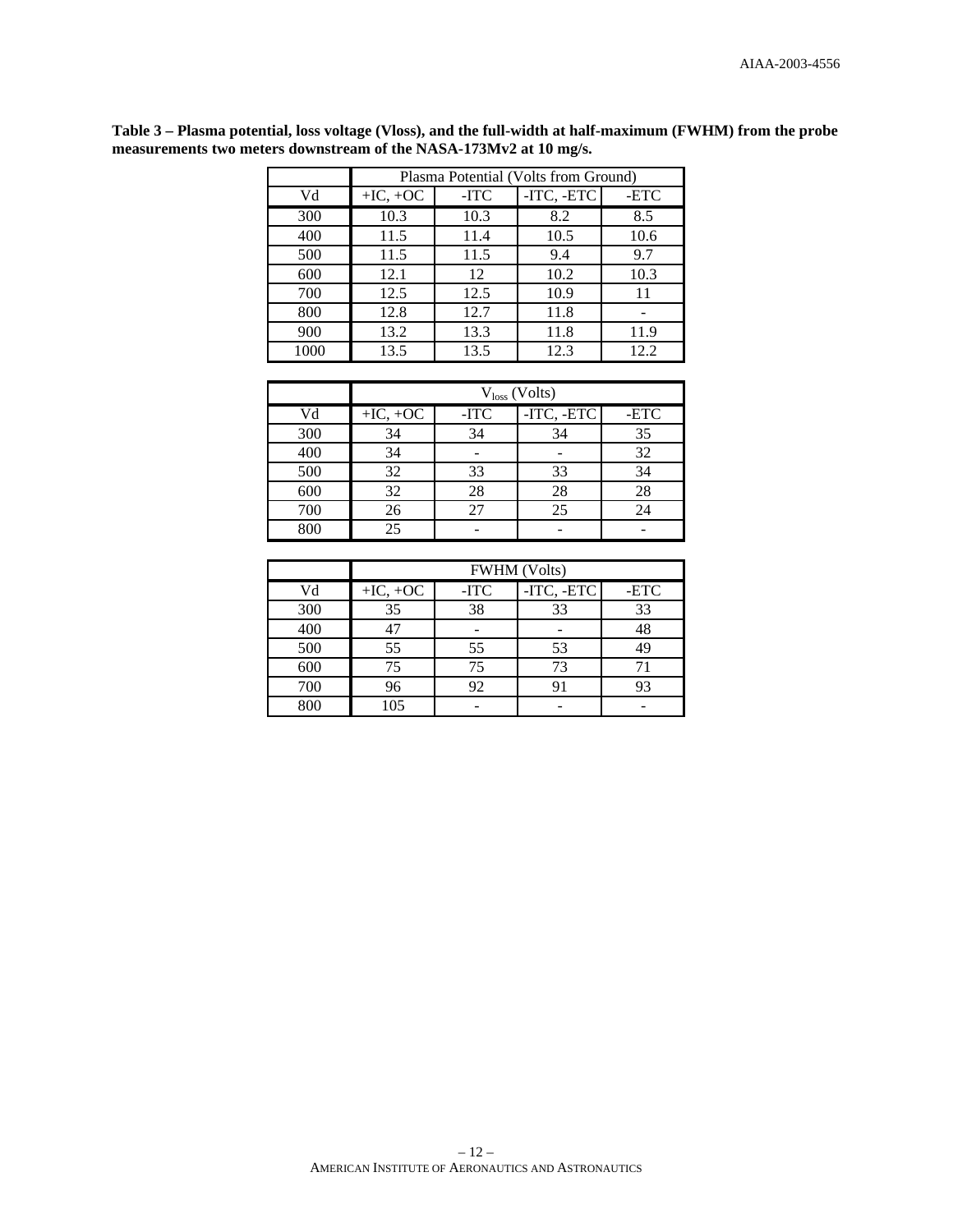**Table 3 – Plasma potential, loss voltage (Vloss), and the full-width at half-maximum (FWHM) from the probe measurements two meters downstream of the NASA-173Mv2 at 10 mg/s.**

| | Plasma Potential (Volts from Ground) | | | |
|---|---|---|---|---|
| Vd | +IC, +OC | -ITC | -ITC, -ETC | -ETC |
| 300 | 10.3 | 10.3 | 8.2 | 8.5 |
| 400 | 11.5 | 11.4 | 10.5 | 10.6 |
| 500 | 11.5 | 11.5 | 9.4 | 9.7 |
| 600 | 12.1 | 12 | 10.2 | 10.3 |
| 700 | 12.5 | 12.5 | 10.9 | 11 |
| 800 | 12.8 | 12.7 | 11.8 | - |
| 900 | 13.2 | 13.3 | 11.8 | 11.9 |
| 1000 | 13.5 | 13.5 | 12.3 | 12.2 |

| | $V_{loss}$ (Volts) | | | |
|---|---|---|---|---|
| Vd | +IC, +OC | -ITC | -ITC, -ETC | -ETC |
| 300 | 34 | 34 | 34 | 35 |
| 400 | 34 | - | - | 32 |
| 500 | 32 | 33 | 33 | 34 |
| 600 | 32 | 28 | 28 | 28 |
| 700 | 26 | 27 | 25 | 24 |
| 800 | 25 | - | - | - |

| | FWHM (Volts) | | | |
|---|---|---|---|---|
| Vd | +IC, +OC | -ITC | -ITC, -ETC | -ETC |
| 300 | 35 | 38 | 33 | 33 |
| 400 | 47 | - | - | 48 |
| 500 | 55 | 55 | 53 | 49 |
| 600 | 75 | 75 | 73 | 71 |
| 700 | 96 | 92 | 91 | 93 |
| 800 | 105 | - | - | - |